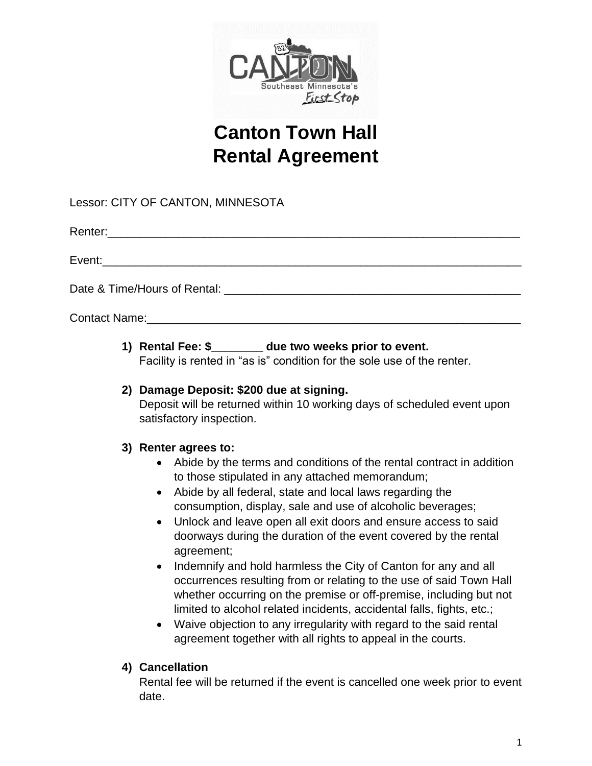# Canton Town Hall
# Rental Agreement

Lessor: CITY OF CANTON, MINNESOTA

Renter:_______________________________________________________________

Event:________________________________________________________________

Date & Time/Hours of Rental: __________________________________________

Contact Name:_________________________________________________________

1) **Rental Fee: $________ due two weeks prior to event.**
   Facility is rented in "as is" condition for the sole use of the renter.

2) **Damage Deposit: $200 due at signing.**
   Deposit will be returned within 10 working days of scheduled event upon satisfactory inspection.

3) **Renter agrees to:**
   - Abide by the terms and conditions of the rental contract in addition to those stipulated in any attached memorandum;
   - Abide by all federal, state and local laws regarding the consumption, display, sale and use of alcoholic beverages;
   - Unlock and leave open all exit doors and ensure access to said doorways during the duration of the event covered by the rental agreement;
   - Indemnify and hold harmless the City of Canton for any and all occurrences resulting from or relating to the use of said Town Hall whether occurring on the premise or off-premise, including but not limited to alcohol related incidents, accidental falls, fights, etc.;
   - Waive objection to any irregularity with regard to the said rental agreement together with all rights to appeal in the courts.

4) **Cancellation**
   Rental fee will be returned if the event is cancelled one week prior to event date.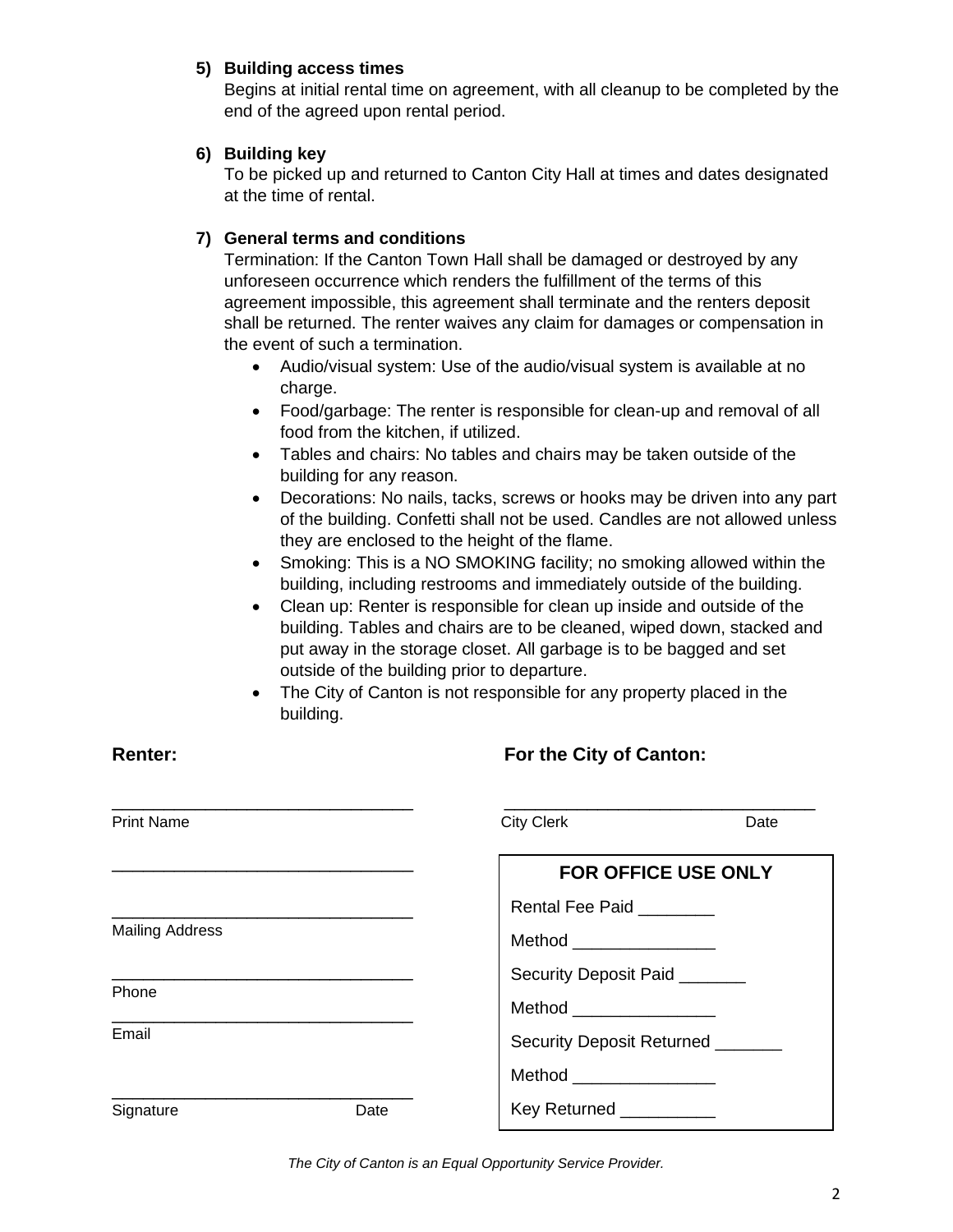5) **Building access times**
   Begins at initial rental time on agreement, with all cleanup to be completed by the end of the agreed upon rental period.

6) **Building key**
   To be picked up and returned to Canton City Hall at times and dates designated at the time of rental.

7) **General terms and conditions**
   Termination: If the Canton Town Hall shall be damaged or destroyed by any unforeseen occurrence which renders the fulfillment of the terms of this agreement impossible, this agreement shall terminate and the renters deposit shall be returned. The renter waives any claim for damages or compensation in the event of such a termination.
   - Audio/visual system: Use of the audio/visual system is available at no charge.
   - Food/garbage: The renter is responsible for clean-up and removal of all food from the kitchen, if utilized.
   - Tables and chairs: No tables and chairs may be taken outside of the building for any reason.
   - Decorations: No nails, tacks, screws or hooks may be driven into any part of the building. Confetti shall not be used. Candles are not allowed unless they are enclosed to the height of the flame.
   - Smoking: This is a NO SMOKING facility; no smoking allowed within the building, including restrooms and immediately outside of the building.
   - Clean up: Renter is responsible for clean up inside and outside of the building. Tables and chairs are to be cleaned, wiped down, stacked and put away in the storage closet. All garbage is to be bagged and set outside of the building prior to departure.
   - The City of Canton is not responsible for any property placed in the building.

**Renter:**

\_\_\_\_\_\_\_\_\_\_\_\_\_\_\_\_\_\_\_\_\_\_\_\_\_\_\_\_\_\_\_\_
Print Name

\_\_\_\_\_\_\_\_\_\_\_\_\_\_\_\_\_\_\_\_\_\_\_\_\_\_\_\_\_\_\_\_

\_\_\_\_\_\_\_\_\_\_\_\_\_\_\_\_\_\_\_\_\_\_\_\_\_\_\_\_\_\_\_\_
Mailing Address

\_\_\_\_\_\_\_\_\_\_\_\_\_\_\_\_\_\_\_\_\_\_\_\_\_\_\_\_\_\_\_\_
Phone

\_\_\_\_\_\_\_\_\_\_\_\_\_\_\_\_\_\_\_\_\_\_\_\_\_\_\_\_\_\_\_\_
Email

\_\_\_\_\_\_\_\_\_\_\_\_\_\_\_\_\_\_\_\_\_\_\_\_\_\_\_\_\_\_\_\_
Signature Date

**For the City of Canton:**

\_\_\_\_\_\_\_\_\_\_\_\_\_\_\_\_\_\_\_\_\_\_\_\_\_\_\_\_\_\_\_\_
City Clerk Date

**FOR OFFICE USE ONLY**

Rental Fee Paid \_\_\_\_\_\_\_\_

Method \_\_\_\_\_\_\_\_\_\_\_\_\_\_\_

Security Deposit Paid \_\_\_\_\_\_\_

Method \_\_\_\_\_\_\_\_\_\_\_\_\_\_\_

Security Deposit Returned \_\_\_\_\_\_\_

Method \_\_\_\_\_\_\_\_\_\_\_\_\_\_\_

Key Returned \_\_\_\_\_\_\_\_\_\_

*The City of Canton is an Equal Opportunity Service Provider.*